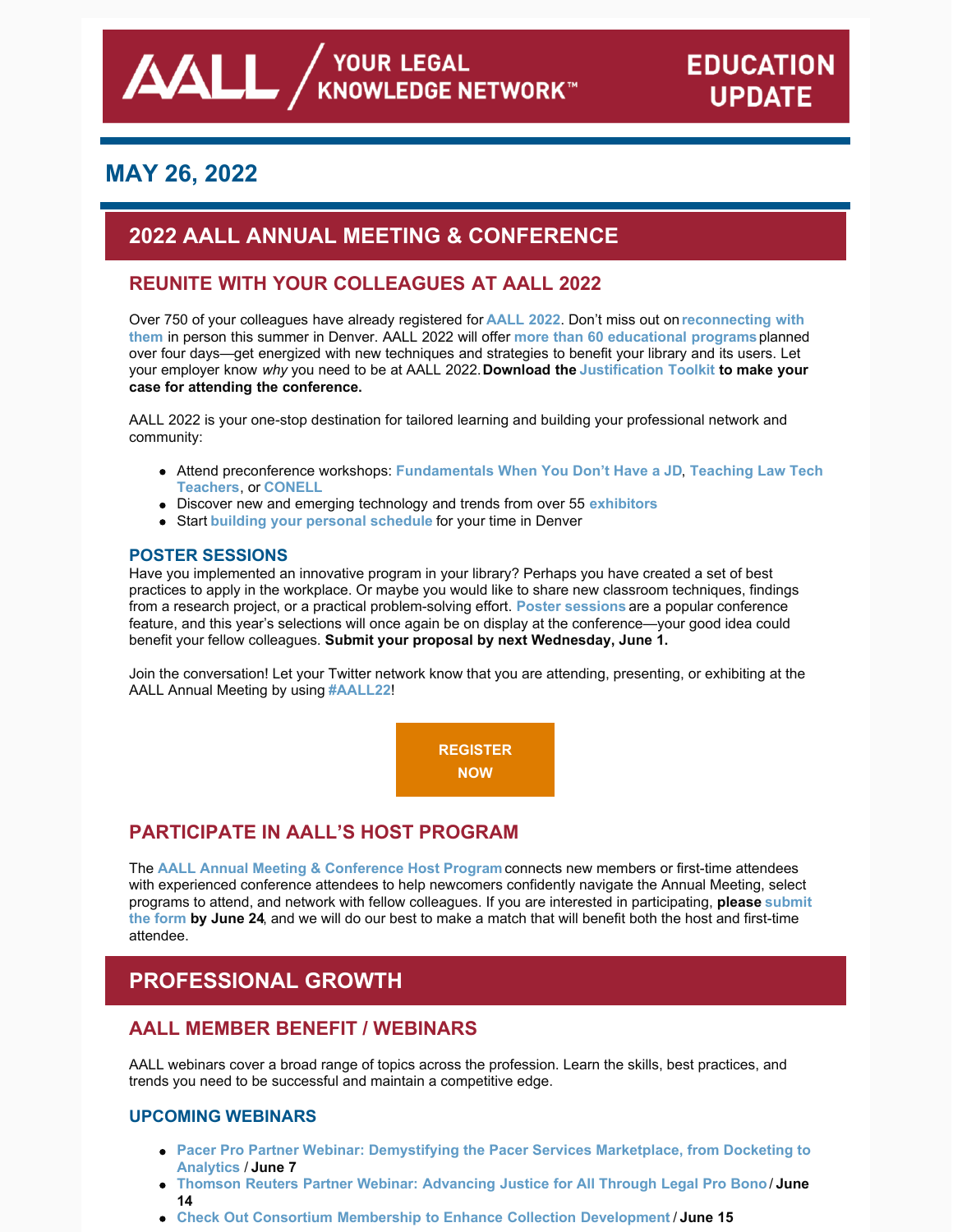AALL / YOUR LEGAL KNOWLEDGE NETWORK™

EDUCATION UPDATE

## MAY 26, 2022

# 2022 AALL ANNUAL MEETING & CONFERENCE

## REUNITE WITH YOUR COLLEAGUES AT AALL 2022

Over 750 of your colleagues have already registered for **AALL 2022**. Don't miss out on **reconnecting with them** in person this summer in Denver. AALL 2022 will offer **more than 60 educational programs** planned over four days—get energized with new techniques and strategies to benefit your library and its users. Let your employer know *why* you need to be at AALL 2022. **Download the Justification Toolkit to make your case for attending the conference.**

AALL 2022 is your one-stop destination for tailored learning and building your professional network and community:

- Attend preconference workshops: **Fundamentals When You Don't Have a JD**, **Teaching Law Tech Teachers**, or **CONELL**
- Discover new and emerging technology and trends from over 55 **exhibitors**
- Start **building your personal schedule** for your time in Denver

### POSTER SESSIONS

Have you implemented an innovative program in your library? Perhaps you have created a set of best practices to apply in the workplace. Or maybe you would like to share new classroom techniques, findings from a research project, or a practical problem-solving effort. **Poster sessions** are a popular conference feature, and this year's selections will once again be on display at the conference—your good idea could benefit your fellow colleagues. **Submit your proposal by next Wednesday, June 1.**

Join the conversation! Let your Twitter network know that you are attending, presenting, or exhibiting at the AALL Annual Meeting by using **#AALL22**!

**REGISTER NOW**

## PARTICIPATE IN AALL'S HOST PROGRAM

The **AALL Annual Meeting & Conference Host Program** connects new members or first-time attendees with experienced conference attendees to help newcomers confidently navigate the Annual Meeting, select programs to attend, and network with fellow colleagues. If you are interested in participating, **please submit the form by June 24**, and we will do our best to make a match that will benefit both the host and first-time attendee.

# PROFESSIONAL GROWTH

## AALL MEMBER BENEFIT / WEBINARS

AALL webinars cover a broad range of topics across the profession. Learn the skills, best practices, and trends you need to be successful and maintain a competitive edge.

### UPCOMING WEBINARS

- **Pacer Pro Partner Webinar: Demystifying the Pacer Services Marketplace, from Docketing to Analytics** / **June 7**
- **Thomson Reuters Partner Webinar: Advancing Justice for All Through Legal Pro Bono** / **June 14**
- **Check Out Consortium Membership to Enhance Collection Development** / **June 15**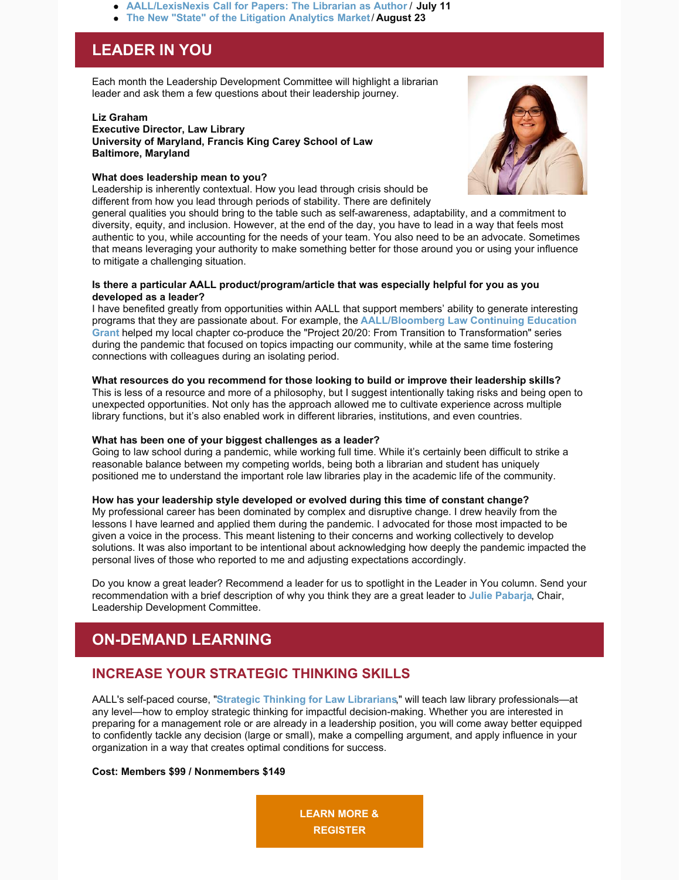- **AALL/LexisNexis Call for Papers: The Librarian as Author** / **July 11**
- **The New "State" of the Litigation Analytics Market** / **August 23**

## LEADER IN YOU

Each month the Leadership Development Committee will highlight a librarian leader and ask them a few questions about their leadership journey.

**Liz Graham**
**Executive Director, Law Library**
**University of Maryland, Francis King Carey School of Law**
**Baltimore, Maryland**

**What does leadership mean to you?**
Leadership is inherently contextual. How you lead through crisis should be different from how you lead through periods of stability. There are definitely general qualities you should bring to the table such as self-awareness, adaptability, and a commitment to diversity, equity, and inclusion. However, at the end of the day, you have to lead in a way that feels most authentic to you, while accounting for the needs of your team. You also need to be an advocate. Sometimes that means leveraging your authority to make something better for those around you or using your influence to mitigate a challenging situation.

**Is there a particular AALL product/program/article that was especially helpful for you as you developed as a leader?**
I have benefited greatly from opportunities within AALL that support members' ability to generate interesting programs that they are passionate about. For example, the **AALL/Bloomberg Law Continuing Education Grant** helped my local chapter co-produce the "Project 20/20: From Transition to Transformation" series during the pandemic that focused on topics impacting our community, while at the same time fostering connections with colleagues during an isolating period.

**What resources do you recommend for those looking to build or improve their leadership skills?**
This is less of a resource and more of a philosophy, but I suggest intentionally taking risks and being open to unexpected opportunities. Not only has the approach allowed me to cultivate experience across multiple library functions, but it's also enabled work in different libraries, institutions, and even countries.

**What has been one of your biggest challenges as a leader?**
Going to law school during a pandemic, while working full time. While it's certainly been difficult to strike a reasonable balance between my competing worlds, being both a librarian and student has uniquely positioned me to understand the important role law libraries play in the academic life of the community.

**How has your leadership style developed or evolved during this time of constant change?**
My professional career has been dominated by complex and disruptive change. I drew heavily from the lessons I have learned and applied them during the pandemic. I advocated for those most impacted to be given a voice in the process. This meant listening to their concerns and working collectively to develop solutions. It was also important to be intentional about acknowledging how deeply the pandemic impacted the personal lives of those who reported to me and adjusting expectations accordingly.

Do you know a great leader? Recommend a leader for us to spotlight in the Leader in You column. Send your recommendation with a brief description of why you think they are a great leader to **Julie Pabarja**, Chair, Leadership Development Committee.

## ON-DEMAND LEARNING

### INCREASE YOUR STRATEGIC THINKING SKILLS

AALL's self-paced course, "**Strategic Thinking for Law Librarians**," will teach law library professionals—at any level—how to employ strategic thinking for impactful decision-making. Whether you are interested in preparing for a management role or are already in a leadership position, you will come away better equipped to confidently tackle any decision (large or small), make a compelling argument, and apply influence in your organization in a way that creates optimal conditions for success.

**Cost: Members $99 / Nonmembers $149**

**LEARN MORE & REGISTER**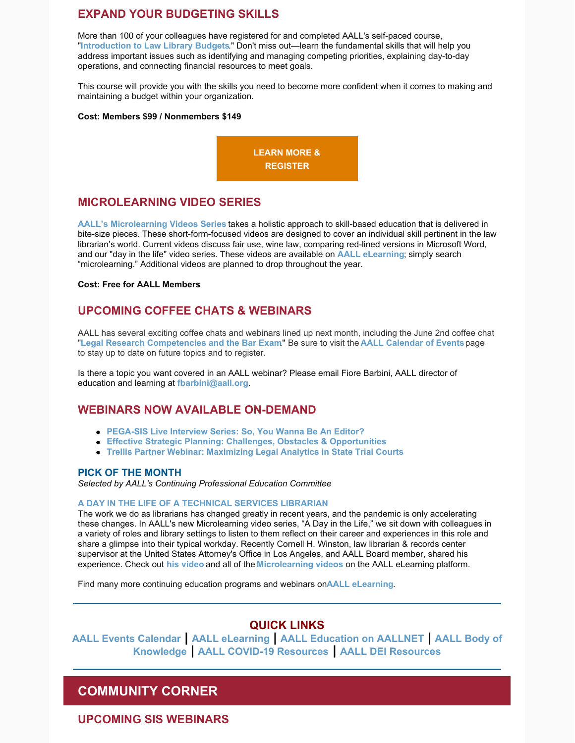## EXPAND YOUR BUDGETING SKILLS

More than 100 of your colleagues have registered for and completed AALL's self-paced course, "**Introduction to Law Library Budgets**." Don't miss out—learn the fundamental skills that will help you address important issues such as identifying and managing competing priorities, explaining day-to-day operations, and connecting financial resources to meet goals.

This course will provide you with the skills you need to become more confident when it comes to making and maintaining a budget within your organization.

**Cost: Members $99 / Nonmembers $149**

**LEARN MORE & REGISTER**

## MICROLEARNING VIDEO SERIES

**AALL's Microlearning Videos Series** takes a holistic approach to skill-based education that is delivered in bite-size pieces. These short-form-focused videos are designed to cover an individual skill pertinent in the law librarian's world. Current videos discuss fair use, wine law, comparing red-lined versions in Microsoft Word, and our "day in the life" video series. These videos are available on **AALL eLearning**; simply search "microlearning." Additional videos are planned to drop throughout the year.

**Cost: Free for AALL Members**

## UPCOMING COFFEE CHATS & WEBINARS

AALL has several exciting coffee chats and webinars lined up next month, including the June 2nd coffee chat "**Legal Research Competencies and the Bar Exam**" Be sure to visit the **AALL Calendar of Events** page to stay up to date on future topics and to register.

Is there a topic you want covered in an AALL webinar? Please email Fiore Barbini, AALL director of education and learning at **fbarbini@aall.org**.

## WEBINARS NOW AVAILABLE ON-DEMAND

- **PEGA-SIS Live Interview Series: So, You Wanna Be An Editor?**
- **Effective Strategic Planning: Challenges, Obstacles & Opportunities**
- **Trellis Partner Webinar: Maximizing Legal Analytics in State Trial Courts**

### PICK OF THE MONTH

*Selected by AALL's Continuing Professional Education Committee*

**A DAY IN THE LIFE OF A TECHNICAL SERVICES LIBRARIAN**

The work we do as librarians has changed greatly in recent years, and the pandemic is only accelerating these changes. In AALL's new Microlearning video series, "A Day in the Life," we sit down with colleagues in a variety of roles and library settings to listen to them reflect on their career and experiences in this role and share a glimpse into their typical workday. Recently Cornell H. Winston, law librarian & records center supervisor at the United States Attorney's Office in Los Angeles, and AALL Board member, shared his experience. Check out **his video** and all of the **Microlearning videos** on the AALL eLearning platform.

Find many more continuing education programs and webinars on **AALL eLearning**.

### QUICK LINKS

**AALL Events Calendar** | **AALL eLearning** | **AALL Education on AALLNET** | **AALL Body of Knowledge** | **AALL COVID-19 Resources** | **AALL DEI Resources**

# COMMUNITY CORNER

## UPCOMING SIS WEBINARS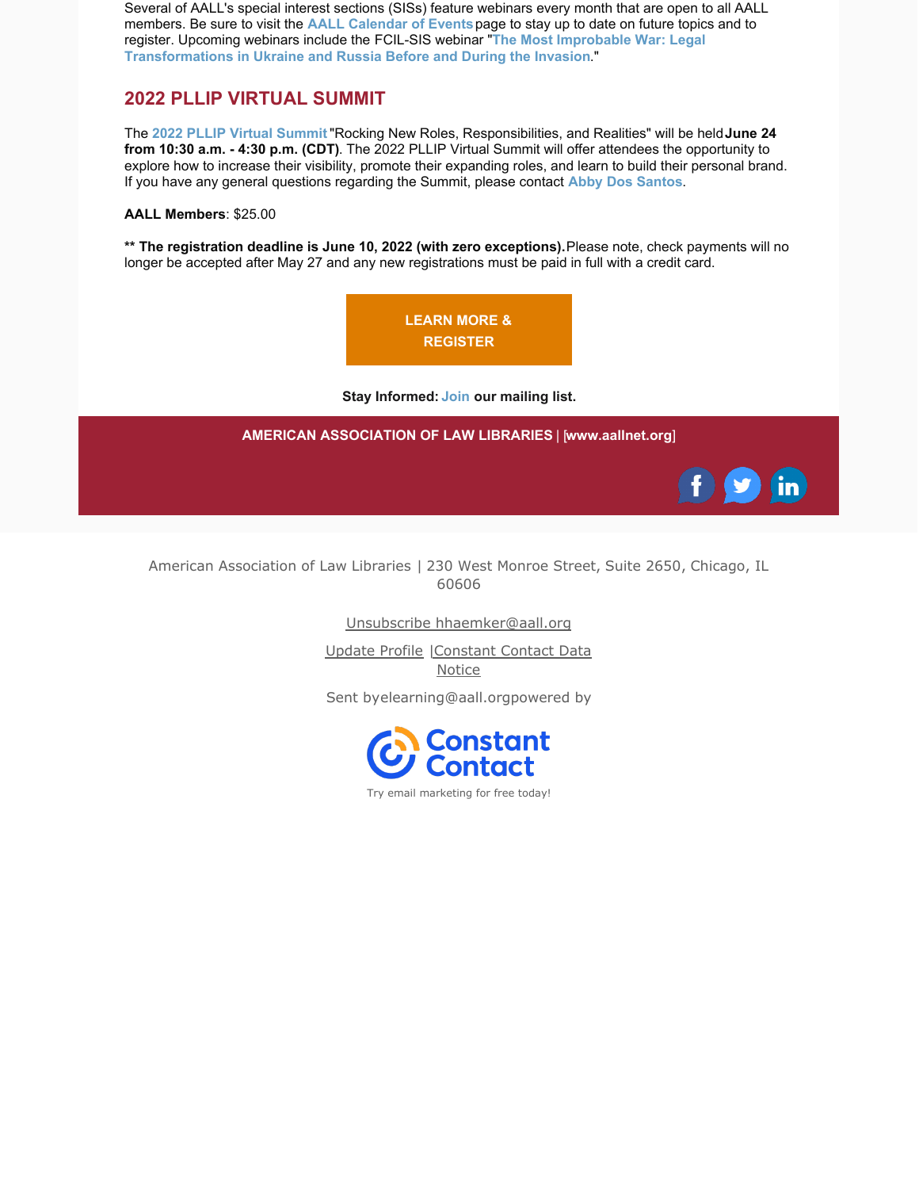Several of AALL's special interest sections (SISs) feature webinars every month that are open to all AALL members. Be sure to visit the **AALL Calendar of Events** page to stay up to date on future topics and to register. Upcoming webinars include the FCIL-SIS webinar "**The Most Improbable War: Legal Transformations in Ukraine and Russia Before and During the Invasion**."

## 2022 PLLIP VIRTUAL SUMMIT

The **2022 PLLIP Virtual Summit** "Rocking New Roles, Responsibilities, and Realities" will be held **June 24 from 10:30 a.m. - 4:30 p.m. (CDT)**. The 2022 PLLIP Virtual Summit will offer attendees the opportunity to explore how to increase their visibility, promote their expanding roles, and learn to build their personal brand. If you have any general questions regarding the Summit, please contact **Abby Dos Santos**.

**AALL Members**: $25.00

**** The registration deadline is June 10, 2022 (with zero exceptions).** Please note, check payments will no longer be accepted after May 27 and any new registrations must be paid in full with a credit card.

**LEARN MORE & REGISTER**

**Stay Informed: Join our mailing list.**

**AMERICAN ASSOCIATION OF LAW LIBRARIES | [www.aallnet.org]**

American Association of Law Libraries | 230 West Monroe Street, Suite 2650, Chicago, IL 60606

Unsubscribe hhaemker@aall.org

Update Profile | Constant Contact Data Notice

Sent by elearning@aall.org powered by

Constant Contact

Try email marketing for free today!